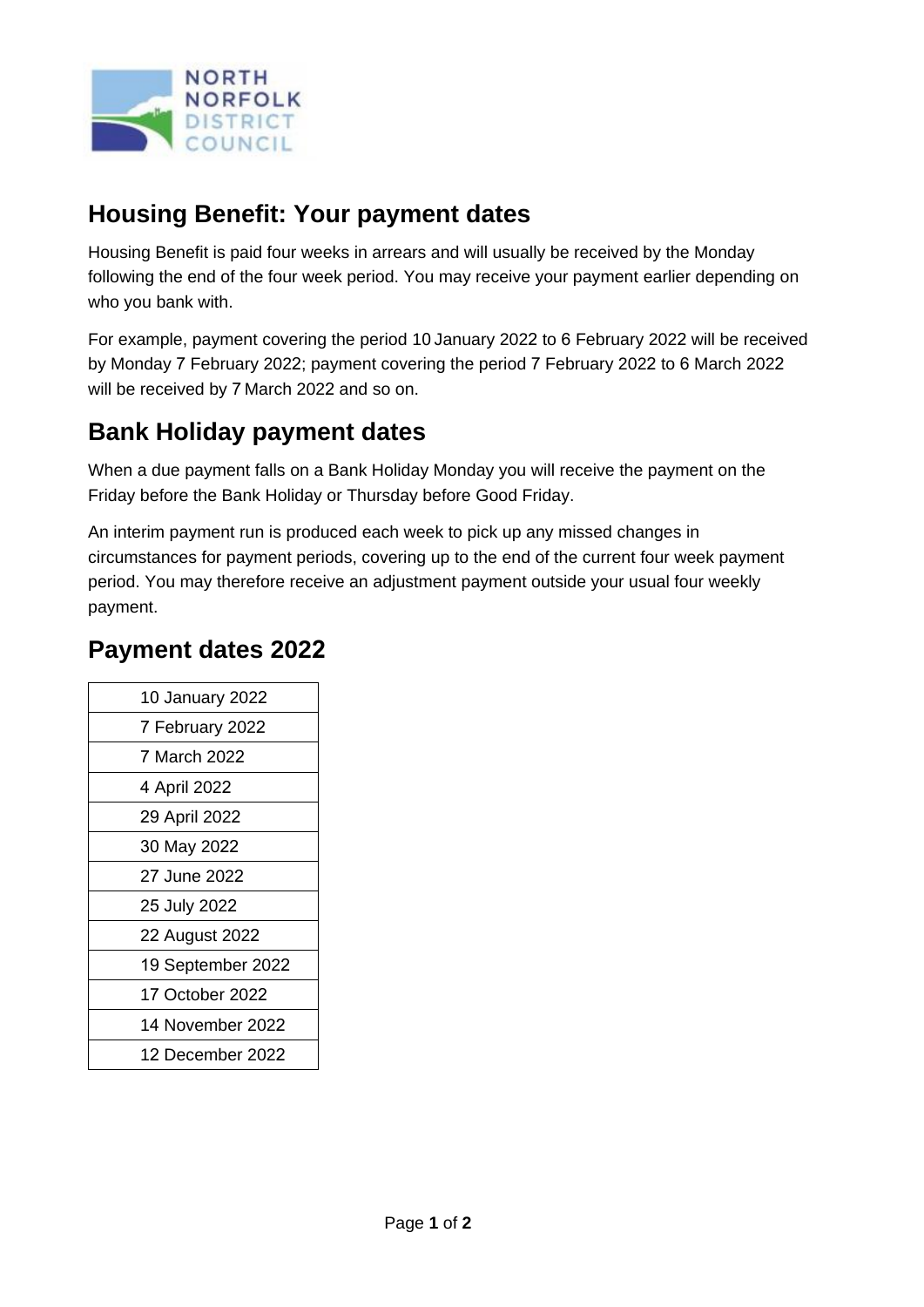# Housing Benefit: Your payment dates

Housing Benefit is paid four weeks in arrears and will usually be received by the Monday following the end of the four week period. You may receive your payment earlier depending on who you bank with.

For example, payment covering the period 10 January 2022 to 6 February 2022 will be received by Monday 7 February 2022; payment covering the period 7 February 2022 to 6 March 2022 will be received by 7 March 2022 and so on.

## Bank Holiday payment dates

When a due payment falls on a Bank Holiday Monday you will receive the payment on the Friday before the Bank Holiday or Thursday before Good Friday.

An interim payment run is produced each week to pick up any missed changes in circumstances for payment periods, covering up to the end of the current four week payment period. You may therefore receive an adjustment payment outside your usual four weekly payment.

## Payment dates 2022

| |
|---|
| 10 January 2022 |
| 7 February 2022 |
| 7 March 2022 |
| 4 April 2022 |
| 29 April 2022 |
| 30 May 2022 |
| 27 June 2022 |
| 25 July 2022 |
| 22 August 2022 |
| 19 September 2022 |
| 17 October 2022 |
| 14 November 2022 |
| 12 December 2022 |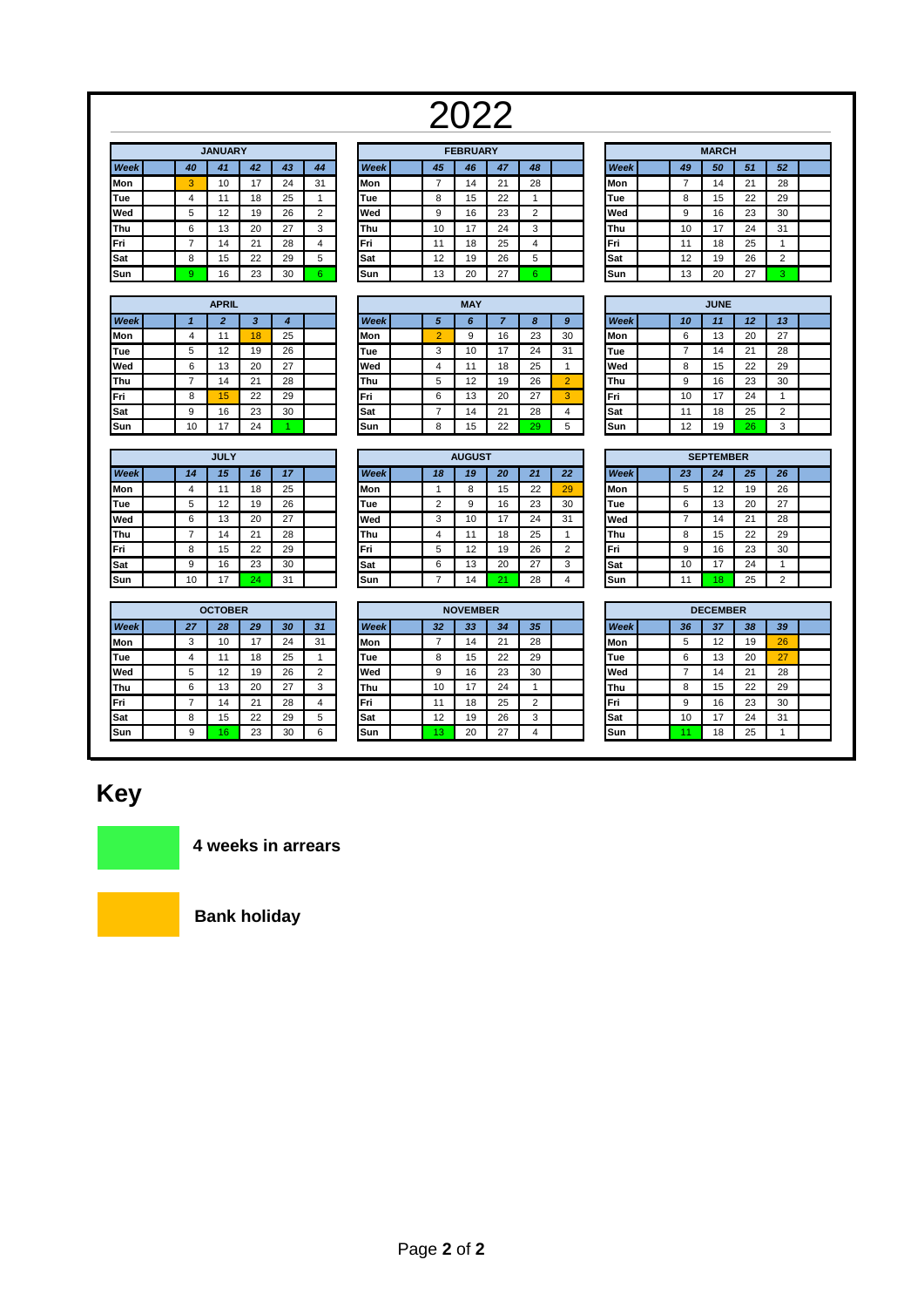# 2022

| JANUARY | | | | | | |
|---|---|---|---|---|---|---|
| Week | | 40 | 41 | 42 | 43 | 44 |
| Mon | | 3 | 10 | 17 | 24 | 31 |
| Tue | | 4 | 11 | 18 | 25 | 1 |
| Wed | | 5 | 12 | 19 | 26 | 2 |
| Thu | | 6 | 13 | 20 | 27 | 3 |
| Fri | | 7 | 14 | 21 | 28 | 4 |
| Sat | | 8 | 15 | 22 | 29 | 5 |
| Sun | | 9 | 16 | 23 | 30 | 6 |

| FEBRUARY | | | | | | |
|---|---|---|---|---|---|---|
| Week | | 45 | 46 | 47 | 48 | |
| Mon | | 7 | 14 | 21 | 28 | |
| Tue | | 8 | 15 | 22 | 1 | |
| Wed | | 9 | 16 | 23 | 2 | |
| Thu | | 10 | 17 | 24 | 3 | |
| Fri | | 11 | 18 | 25 | 4 | |
| Sat | | 12 | 19 | 26 | 5 | |
| Sun | | 13 | 20 | 27 | 6 | |

| MARCH | | | | | | |
|---|---|---|---|---|---|---|
| Week | | 49 | 50 | 51 | 52 | |
| Mon | | 7 | 14 | 21 | 28 | |
| Tue | | 8 | 15 | 22 | 29 | |
| Wed | | 9 | 16 | 23 | 30 | |
| Thu | | 10 | 17 | 24 | 31 | |
| Fri | | 11 | 18 | 25 | 1 | |
| Sat | | 12 | 19 | 26 | 2 | |
| Sun | | 13 | 20 | 27 | 3 | |

| APRIL | | | | | | |
|---|---|---|---|---|---|---|
| Week | | 1 | 2 | 3 | 4 | |
| Mon | | 4 | 11 | 18 | 25 | |
| Tue | | 5 | 12 | 19 | 26 | |
| Wed | | 6 | 13 | 20 | 27 | |
| Thu | | 7 | 14 | 21 | 28 | |
| Fri | | 8 | 15 | 22 | 29 | |
| Sat | | 9 | 16 | 23 | 30 | |
| Sun | | 10 | 17 | 24 | 1 | |

| MAY | | | | | | |
|---|---|---|---|---|---|---|
| Week | | 5 | 6 | 7 | 8 | 9 |
| Mon | | 2 | 9 | 16 | 23 | 30 |
| Tue | | 3 | 10 | 17 | 24 | 31 |
| Wed | | 4 | 11 | 18 | 25 | 1 |
| Thu | | 5 | 12 | 19 | 26 | 2 |
| Fri | | 6 | 13 | 20 | 27 | 3 |
| Sat | | 7 | 14 | 21 | 28 | 4 |
| Sun | | 8 | 15 | 22 | 29 | 5 |

| JUNE | | | | | | |
|---|---|---|---|---|---|---|
| Week | | 10 | 11 | 12 | 13 | |
| Mon | | 6 | 13 | 20 | 27 | |
| Tue | | 7 | 14 | 21 | 28 | |
| Wed | | 8 | 15 | 22 | 29 | |
| Thu | | 9 | 16 | 23 | 30 | |
| Fri | | 10 | 17 | 24 | 1 | |
| Sat | | 11 | 18 | 25 | 2 | |
| Sun | | 12 | 19 | 26 | 3 | |

| JULY | | | | | | |
|---|---|---|---|---|---|---|
| Week | | 14 | 15 | 16 | 17 | |
| Mon | | 4 | 11 | 18 | 25 | |
| Tue | | 5 | 12 | 19 | 26 | |
| Wed | | 6 | 13 | 20 | 27 | |
| Thu | | 7 | 14 | 21 | 28 | |
| Fri | | 8 | 15 | 22 | 29 | |
| Sat | | 9 | 16 | 23 | 30 | |
| Sun | | 10 | 17 | 24 | 31 | |

| AUGUST | | | | | | |
|---|---|---|---|---|---|---|
| Week | | 18 | 19 | 20 | 21 | 22 |
| Mon | | 1 | 8 | 15 | 22 | 29 |
| Tue | | 2 | 9 | 16 | 23 | 30 |
| Wed | | 3 | 10 | 17 | 24 | 31 |
| Thu | | 4 | 11 | 18 | 25 | 1 |
| Fri | | 5 | 12 | 19 | 26 | 2 |
| Sat | | 6 | 13 | 20 | 27 | 3 |
| Sun | | 7 | 14 | 21 | 28 | 4 |

| SEPTEMBER | | | | | | |
|---|---|---|---|---|---|---|
| Week | | 23 | 24 | 25 | 26 | |
| Mon | | 5 | 12 | 19 | 26 | |
| Tue | | 6 | 13 | 20 | 27 | |
| Wed | | 7 | 14 | 21 | 28 | |
| Thu | | 8 | 15 | 22 | 29 | |
| Fri | | 9 | 16 | 23 | 30 | |
| Sat | | 10 | 17 | 24 | 1 | |
| Sun | | 11 | 18 | 25 | 2 | |

| OCTOBER | | | | | | |
|---|---|---|---|---|---|---|
| Week | | 27 | 28 | 29 | 30 | 31 |
| Mon | | 3 | 10 | 17 | 24 | 31 |
| Tue | | 4 | 11 | 18 | 25 | 1 |
| Wed | | 5 | 12 | 19 | 26 | 2 |
| Thu | | 6 | 13 | 20 | 27 | 3 |
| Fri | | 7 | 14 | 21 | 28 | 4 |
| Sat | | 8 | 15 | 22 | 29 | 5 |
| Sun | | 9 | 16 | 23 | 30 | 6 |

| NOVEMBER | | | | | | |
|---|---|---|---|---|---|---|
| Week | | 32 | 33 | 34 | 35 | |
| Mon | | 7 | 14 | 21 | 28 | |
| Tue | | 8 | 15 | 22 | 29 | |
| Wed | | 9 | 16 | 23 | 30 | |
| Thu | | 10 | 17 | 24 | 1 | |
| Fri | | 11 | 18 | 25 | 2 | |
| Sat | | 12 | 19 | 26 | 3 | |
| Sun | | 13 | 20 | 27 | 4 | |

| DECEMBER | | | | | | |
|---|---|---|---|---|---|---|
| Week | | 36 | 37 | 38 | 39 | |
| Mon | | 5 | 12 | 19 | 26 | |
| Tue | | 6 | 13 | 20 | 27 | |
| Wed | | 7 | 14 | 21 | 28 | |
| Thu | | 8 | 15 | 22 | 29 | |
| Fri | | 9 | 16 | 23 | 30 | |
| Sat | | 10 | 17 | 24 | 31 | |
| Sun | | 11 | 18 | 25 | 1 | |

## Key

**4 weeks in arrears**

**Bank holiday**